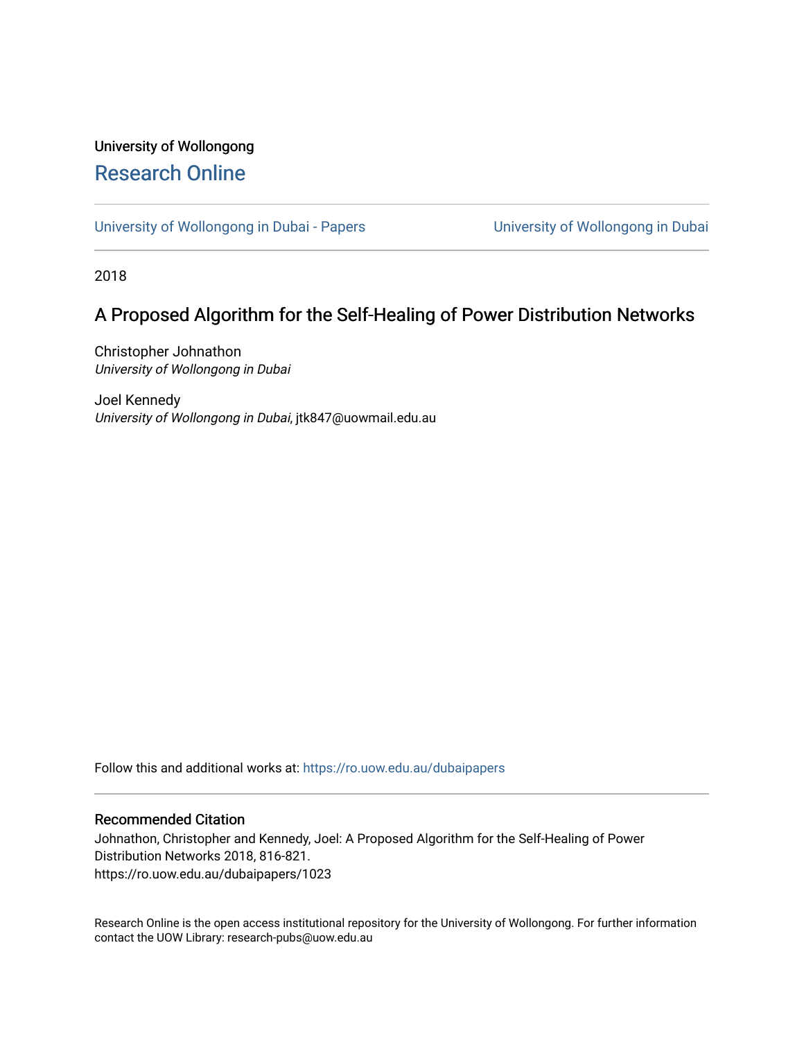University of Wollongong

# Research Online

University of Wollongong in Dubai - Papers | University of Wollongong in Dubai

2018

## A Proposed Algorithm for the Self-Healing of Power Distribution Networks

Christopher Johnathon
*University of Wollongong in Dubai*

Joel Kennedy
*University of Wollongong in Dubai*, jtk847@uowmail.edu.au

Follow this and additional works at: https://ro.uow.edu.au/dubaipapers

### Recommended Citation

Johnathon, Christopher and Kennedy, Joel: A Proposed Algorithm for the Self-Healing of Power Distribution Networks 2018, 816-821.
https://ro.uow.edu.au/dubaipapers/1023

Research Online is the open access institutional repository for the University of Wollongong. For further information contact the UOW Library: research-pubs@uow.edu.au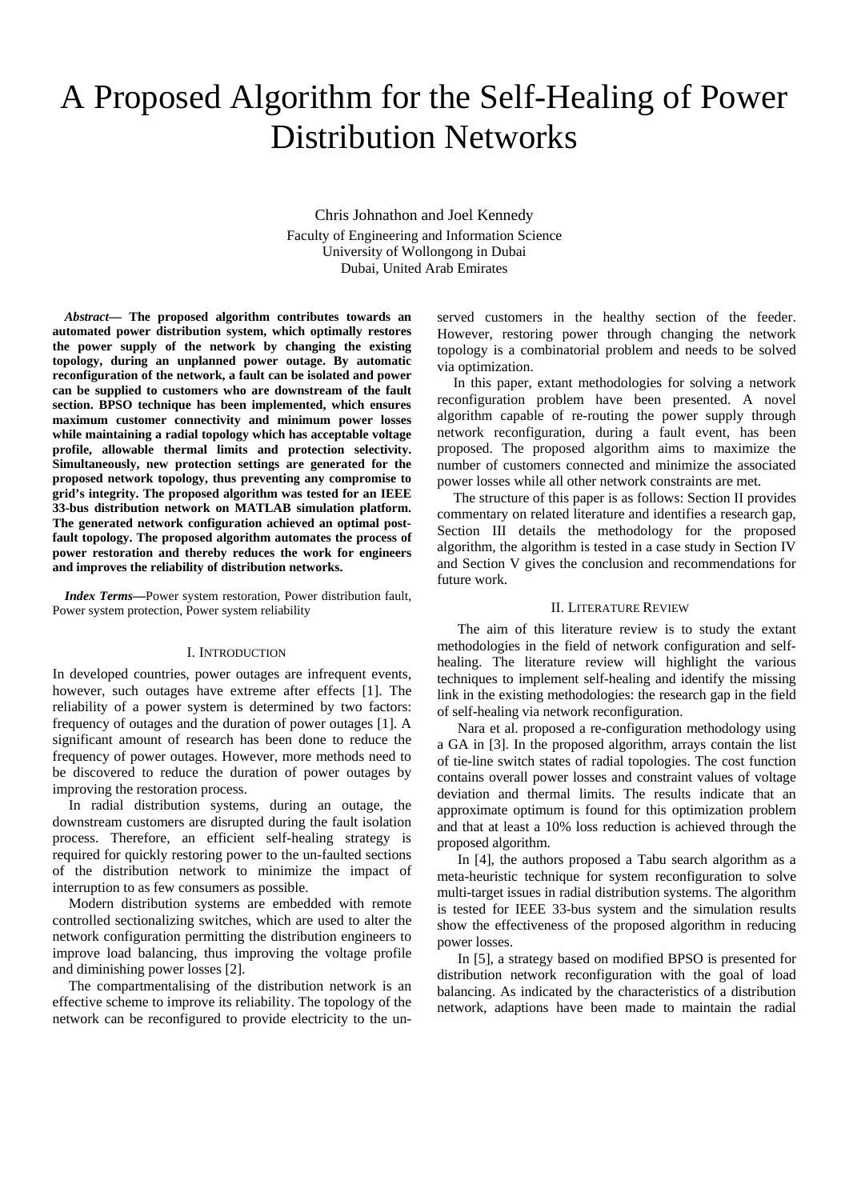# A Proposed Algorithm for the Self-Healing of Power Distribution Networks

Chris Johnathon and Joel Kennedy
Faculty of Engineering and Information Science
University of Wollongong in Dubai
Dubai, United Arab Emirates

***Abstract*— The proposed algorithm contributes towards an automated power distribution system, which optimally restores the power supply of the network by changing the existing topology, during an unplanned power outage. By automatic reconfiguration of the network, a fault can be isolated and power can be supplied to customers who are downstream of the fault section. BPSO technique has been implemented, which ensures maximum customer connectivity and minimum power losses while maintaining a radial topology which has acceptable voltage profile, allowable thermal limits and protection selectivity. Simultaneously, new protection settings are generated for the proposed network topology, thus preventing any compromise to grid's integrity. The proposed algorithm was tested for an IEEE 33-bus distribution network on MATLAB simulation platform. The generated network configuration achieved an optimal post-fault topology. The proposed algorithm automates the process of power restoration and thereby reduces the work for engineers and improves the reliability of distribution networks.**

***Index Terms*—**Power system restoration, Power distribution fault, Power system protection, Power system reliability

## I. Introduction

In developed countries, power outages are infrequent events, however, such outages have extreme after effects [1]. The reliability of a power system is determined by two factors: frequency of outages and the duration of power outages [1]. A significant amount of research has been done to reduce the frequency of power outages. However, more methods need to be discovered to reduce the duration of power outages by improving the restoration process.

In radial distribution systems, during an outage, the downstream customers are disrupted during the fault isolation process. Therefore, an efficient self-healing strategy is required for quickly restoring power to the un-faulted sections of the distribution network to minimize the impact of interruption to as few consumers as possible.

Modern distribution systems are embedded with remote controlled sectionalizing switches, which are used to alter the network configuration permitting the distribution engineers to improve load balancing, thus improving the voltage profile and diminishing power losses [2].

The compartmentalising of the distribution network is an effective scheme to improve its reliability. The topology of the network can be reconfigured to provide electricity to the un-served customers in the healthy section of the feeder. However, restoring power through changing the network topology is a combinatorial problem and needs to be solved via optimization.

In this paper, extant methodologies for solving a network reconfiguration problem have been presented. A novel algorithm capable of re-routing the power supply through network reconfiguration, during a fault event, has been proposed. The proposed algorithm aims to maximize the number of customers connected and minimize the associated power losses while all other network constraints are met.

The structure of this paper is as follows: Section II provides commentary on related literature and identifies a research gap, Section III details the methodology for the proposed algorithm, the algorithm is tested in a case study in Section IV and Section V gives the conclusion and recommendations for future work.

## II. Literature Review

The aim of this literature review is to study the extant methodologies in the field of network configuration and self-healing. The literature review will highlight the various techniques to implement self-healing and identify the missing link in the existing methodologies: the research gap in the field of self-healing via network reconfiguration.

Nara et al. proposed a re-configuration methodology using a GA in [3]. In the proposed algorithm, arrays contain the list of tie-line switch states of radial topologies. The cost function contains overall power losses and constraint values of voltage deviation and thermal limits. The results indicate that an approximate optimum is found for this optimization problem and that at least a 10% loss reduction is achieved through the proposed algorithm.

In [4], the authors proposed a Tabu search algorithm as a meta-heuristic technique for system reconfiguration to solve multi-target issues in radial distribution systems. The algorithm is tested for IEEE 33-bus system and the simulation results show the effectiveness of the proposed algorithm in reducing power losses.

In [5], a strategy based on modified BPSO is presented for distribution network reconfiguration with the goal of load balancing. As indicated by the characteristics of a distribution network, adaptions have been made to maintain the radial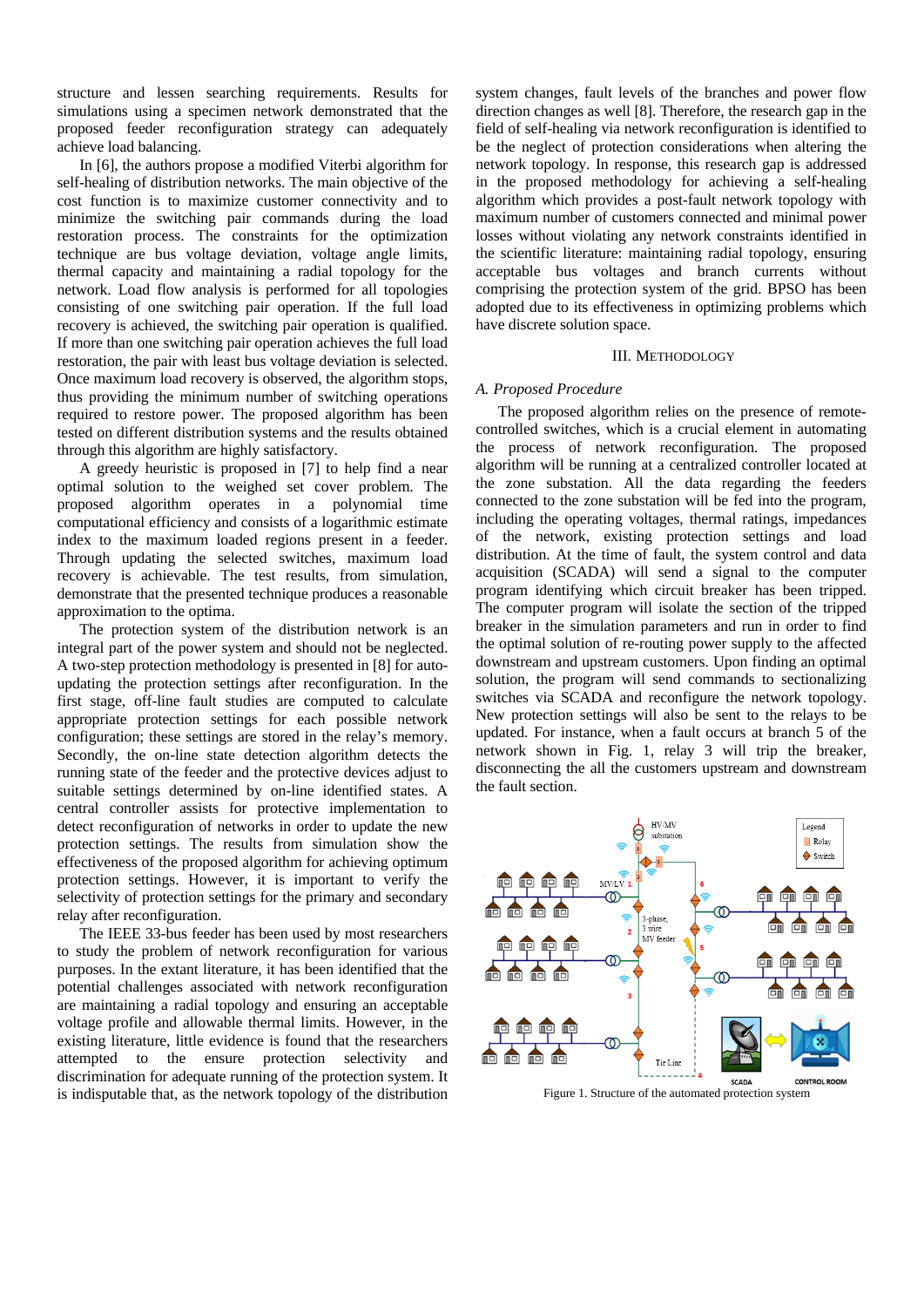structure and lessen searching requirements. Results for simulations using a specimen network demonstrated that the proposed feeder reconfiguration strategy can adequately achieve load balancing.

In [6], the authors propose a modified Viterbi algorithm for self-healing of distribution networks. The main objective of the cost function is to maximize customer connectivity and to minimize the switching pair commands during the load restoration process. The constraints for the optimization technique are bus voltage deviation, voltage angle limits, thermal capacity and maintaining a radial topology for the network. Load flow analysis is performed for all topologies consisting of one switching pair operation. If the full load recovery is achieved, the switching pair operation is qualified. If more than one switching pair operation achieves the full load restoration, the pair with least bus voltage deviation is selected. Once maximum load recovery is observed, the algorithm stops, thus providing the minimum number of switching operations required to restore power. The proposed algorithm has been tested on different distribution systems and the results obtained through this algorithm are highly satisfactory.

A greedy heuristic is proposed in [7] to help find a near optimal solution to the weighed set cover problem. The proposed algorithm operates in a polynomial time computational efficiency and consists of a logarithmic estimate index to the maximum loaded regions present in a feeder. Through updating the selected switches, maximum load recovery is achievable. The test results, from simulation, demonstrate that the presented technique produces a reasonable approximation to the optima.

The protection system of the distribution network is an integral part of the power system and should not be neglected. A two-step protection methodology is presented in [8] for auto-updating the protection settings after reconfiguration. In the first stage, off-line fault studies are computed to calculate appropriate protection settings for each possible network configuration; these settings are stored in the relay's memory. Secondly, the on-line state detection algorithm detects the running state of the feeder and the protective devices adjust to suitable settings determined by on-line identified states. A central controller assists for protective implementation to detect reconfiguration of networks in order to update the new protection settings. The results from simulation show the effectiveness of the proposed algorithm for achieving optimum protection settings. However, it is important to verify the selectivity of protection settings for the primary and secondary relay after reconfiguration.

The IEEE 33-bus feeder has been used by most researchers to study the problem of network reconfiguration for various purposes. In the extant literature, it has been identified that the potential challenges associated with network reconfiguration are maintaining a radial topology and ensuring an acceptable voltage profile and allowable thermal limits. However, in the existing literature, little evidence is found that the researchers attempted to the ensure protection selectivity and discrimination for adequate running of the protection system. It is indisputable that, as the network topology of the distribution system changes, fault levels of the branches and power flow direction changes as well [8]. Therefore, the research gap in the field of self-healing via network reconfiguration is identified to be the neglect of protection considerations when altering the network topology. In response, this research gap is addressed in the proposed methodology for achieving a self-healing algorithm which provides a post-fault network topology with maximum number of customers connected and minimal power losses without violating any network constraints identified in the scientific literature: maintaining radial topology, ensuring acceptable bus voltages and branch currents without comprising the protection system of the grid. BPSO has been adopted due to its effectiveness in optimizing problems which have discrete solution space.

## III. Methodology

### A. Proposed Procedure

The proposed algorithm relies on the presence of remote-controlled switches, which is a crucial element in automating the process of network reconfiguration. The proposed algorithm will be running at a centralized controller located at the zone substation. All the data regarding the feeders connected to the zone substation will be fed into the program, including the operating voltages, thermal ratings, impedances of the network, existing protection settings and load distribution. At the time of fault, the system control and data acquisition (SCADA) will send a signal to the computer program identifying which circuit breaker has been tripped. The computer program will isolate the section of the tripped breaker in the simulation parameters and run in order to find the optimal solution of re-routing power supply to the affected downstream and upstream customers. Upon finding an optimal solution, the program will send commands to sectionalizing switches via SCADA and reconfigure the network topology. New protection settings will also be sent to the relays to be updated. For instance, when a fault occurs at branch 5 of the network shown in Fig. 1, relay 3 will trip the breaker, disconnecting the all the customers upstream and downstream the fault section.

Figure 1. Structure of the automated protection system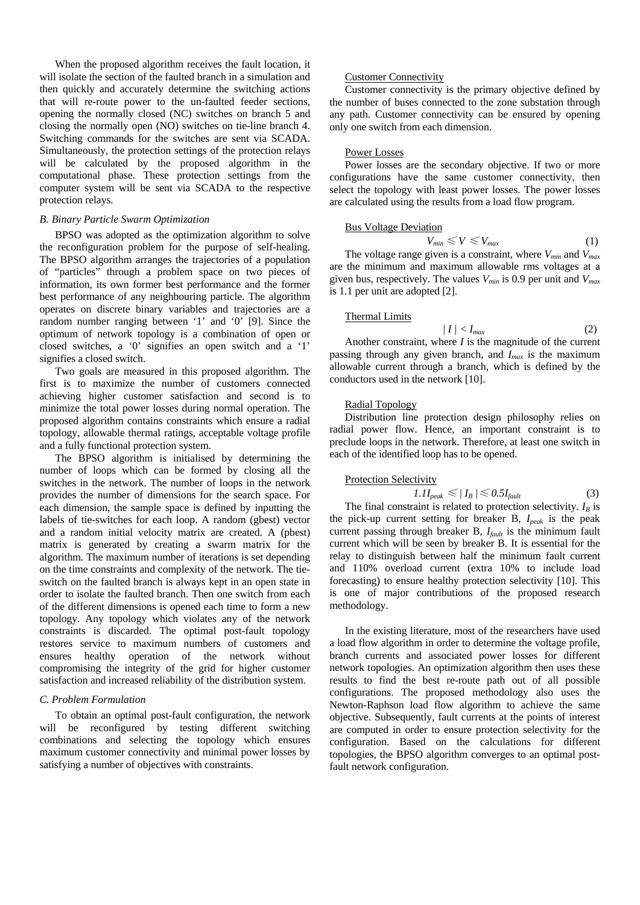When the proposed algorithm receives the fault location, it will isolate the section of the faulted branch in a simulation and then quickly and accurately determine the switching actions that will re-route power to the un-faulted feeder sections, opening the normally closed (NC) switches on branch 5 and closing the normally open (NO) switches on tie-line branch 4. Switching commands for the switches are sent via SCADA. Simultaneously, the protection settings of the protection relays will be calculated by the proposed algorithm in the computational phase. These protection settings from the computer system will be sent via SCADA to the respective protection relays.

### *B. Binary Particle Swarm Optimization*

BPSO was adopted as the optimization algorithm to solve the reconfiguration problem for the purpose of self-healing. The BPSO algorithm arranges the trajectories of a population of "particles" through a problem space on two pieces of information, its own former best performance and the former best performance of any neighbouring particle. The algorithm operates on discrete binary variables and trajectories are a random number ranging between '1' and '0' [9]. Since the optimum of network topology is a combination of open or closed switches, a '0' signifies an open switch and a '1' signifies a closed switch.

Two goals are measured in this proposed algorithm. The first is to maximize the number of customers connected achieving higher customer satisfaction and second is to minimize the total power losses during normal operation. The proposed algorithm contains constraints which ensure a radial topology, allowable thermal ratings, acceptable voltage profile and a fully functional protection system.

The BPSO algorithm is initialised by determining the number of loops which can be formed by closing all the switches in the network. The number of loops in the network provides the number of dimensions for the search space. For each dimension, the sample space is defined by inputting the labels of tie-switches for each loop. A random (gbest) vector and a random initial velocity matrix are created. A (pbest) matrix is generated by creating a swarm matrix for the algorithm. The maximum number of iterations is set depending on the time constraints and complexity of the network. The tie-switch on the faulted branch is always kept in an open state in order to isolate the faulted branch. Then one switch from each of the different dimensions is opened each time to form a new topology. Any topology which violates any of the network constraints is discarded. The optimal post-fault topology restores service to maximum numbers of customers and ensures healthy operation of the network without compromising the integrity of the grid for higher customer satisfaction and increased reliability of the distribution system.

### *C. Problem Formulation*

To obtain an optimal post-fault configuration, the network will be reconfigured by testing different switching combinations and selecting the topology which ensures maximum customer connectivity and minimal power losses by satisfying a number of objectives with constraints.

Customer Connectivity

Customer connectivity is the primary objective defined by the number of buses connected to the zone substation through any path. Customer connectivity can be ensured by opening only one switch from each dimension.

Power Losses

Power losses are the secondary objective. If two or more configurations have the same customer connectivity, then select the topology with least power losses. The power losses are calculated using the results from a load flow program.

Bus Voltage Deviation

$$V_{min} \leqslant V \leqslant V_{max} \tag{1}$$

The voltage range given is a constraint, where $V_{min}$ and $V_{max}$ are the minimum and maximum allowable rms voltages at a given bus, respectively. The values $V_{min}$ is 0.9 per unit and $V_{max}$ is 1.1 per unit are adopted [2].

Thermal Limits

$$|I| < I_{max} \tag{2}$$

Another constraint, where $I$ is the magnitude of the current passing through any given branch, and $I_{max}$ is the maximum allowable current through a branch, which is defined by the conductors used in the network [10].

Radial Topology

Distribution line protection design philosophy relies on radial power flow. Hence, an important constraint is to preclude loops in the network. Therefore, at least one switch in each of the identified loop has to be opened.

Protection Selectivity

$$1.1I_{peak} \leqslant |I_B| \leqslant 0.5I_{fault} \tag{3}$$

The final constraint is related to protection selectivity. $I_B$ is the pick-up current setting for breaker B, $I_{peak}$ is the peak current passing through breaker B, $I_{fault}$ is the minimum fault current which will be seen by breaker B. It is essential for the relay to distinguish between half the minimum fault current and 110% overload current (extra 10% to include load forecasting) to ensure healthy protection selectivity [10]. This is one of major contributions of the proposed research methodology.

In the existing literature, most of the researchers have used a load flow algorithm in order to determine the voltage profile, branch currents and associated power losses for different network topologies. An optimization algorithm then uses these results to find the best re-route path out of all possible configurations. The proposed methodology also uses the Newton-Raphson load flow algorithm to achieve the same objective. Subsequently, fault currents at the points of interest are computed in order to ensure protection selectivity for the configuration. Based on the calculations for different topologies, the BPSO algorithm converges to an optimal post-fault network configuration.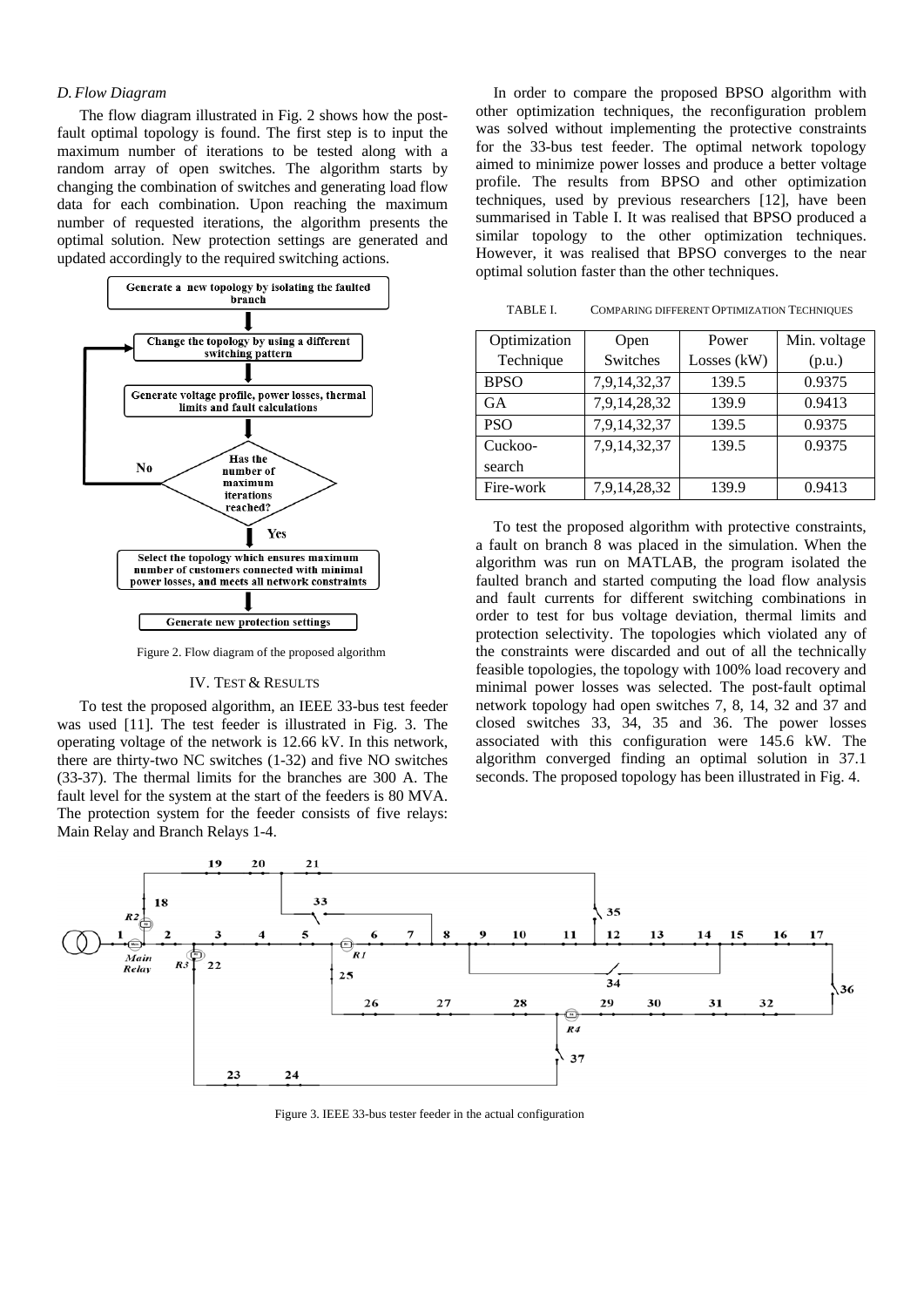### *D. Flow Diagram*

The flow diagram illustrated in Fig. 2 shows how the post-fault optimal topology is found. The first step is to input the maximum number of iterations to be tested along with a random array of open switches. The algorithm starts by changing the combination of switches and generating load flow data for each combination. Upon reaching the maximum number of requested iterations, the algorithm presents the optimal solution. New protection settings are generated and updated accordingly to the required switching actions.

Generate a new topology by isolating the faulted branch

Change the topology by using a different switching pattern

Generate voltage profile, power losses, thermal limits and fault calculations

Has the number of maximum iterations reached?

No

Yes

Select the topology which ensures maximum number of customers connected with minimal power losses, and meets all network constraints

Generate new protection settings

Figure 2. Flow diagram of the proposed algorithm

## IV. Test & Results

To test the proposed algorithm, an IEEE 33-bus test feeder was used [11]. The test feeder is illustrated in Fig. 3. The operating voltage of the network is 12.66 kV. In this network, there are thirty-two NC switches (1-32) and five NO switches (33-37). The thermal limits for the branches are 300 A. The fault level for the system at the start of the feeders is 80 MVA. The protection system for the feeder consists of five relays: Main Relay and Branch Relays 1-4.

In order to compare the proposed BPSO algorithm with other optimization techniques, the reconfiguration problem was solved without implementing the protective constraints for the 33-bus test feeder. The optimal network topology aimed to minimize power losses and produce a better voltage profile. The results from BPSO and other optimization techniques, used by previous researchers [12], have been summarised in Table I. It was realised that BPSO produced a similar topology to the other optimization techniques. However, it was realised that BPSO converges to the near optimal solution faster than the other techniques.

TABLE I. Comparing different Optimization Techniques

| Optimization Technique | Open Switches | Power Losses (kW) | Min. voltage (p.u.) |
|---|---|---|---|
| BPSO | 7,9,14,32,37 | 139.5 | 0.9375 |
| GA | 7,9,14,28,32 | 139.9 | 0.9413 |
| PSO | 7,9,14,32,37 | 139.5 | 0.9375 |
| Cuckoo-search | 7,9,14,32,37 | 139.5 | 0.9375 |
| Fire-work | 7,9,14,28,32 | 139.9 | 0.9413 |

To test the proposed algorithm with protective constraints, a fault on branch 8 was placed in the simulation. When the algorithm was run on MATLAB, the program isolated the faulted branch and started computing the load flow analysis and fault currents for different switching combinations in order to test for bus voltage deviation, thermal limits and protection selectivity. The topologies which violated any of the constraints were discarded and out of all the technically feasible topologies, the topology with 100% load recovery and minimal power losses was selected. The post-fault optimal network topology had open switches 7, 8, 14, 32 and 37 and closed switches 33, 34, 35 and 36. The power losses associated with this configuration were 145.6 kW. The algorithm converged finding an optimal solution in 37.1 seconds. The proposed topology has been illustrated in Fig. 4.

19 20 21 18 33 35 R2 1 2 3 4 5 6 7 8 9 10 11 12 13 14 15 16 17 Main Relay R3 22 R1 25 34 36 26 27 28 29 30 31 32 R4 37 23 24

Figure 3. IEEE 33-bus tester feeder in the actual configuration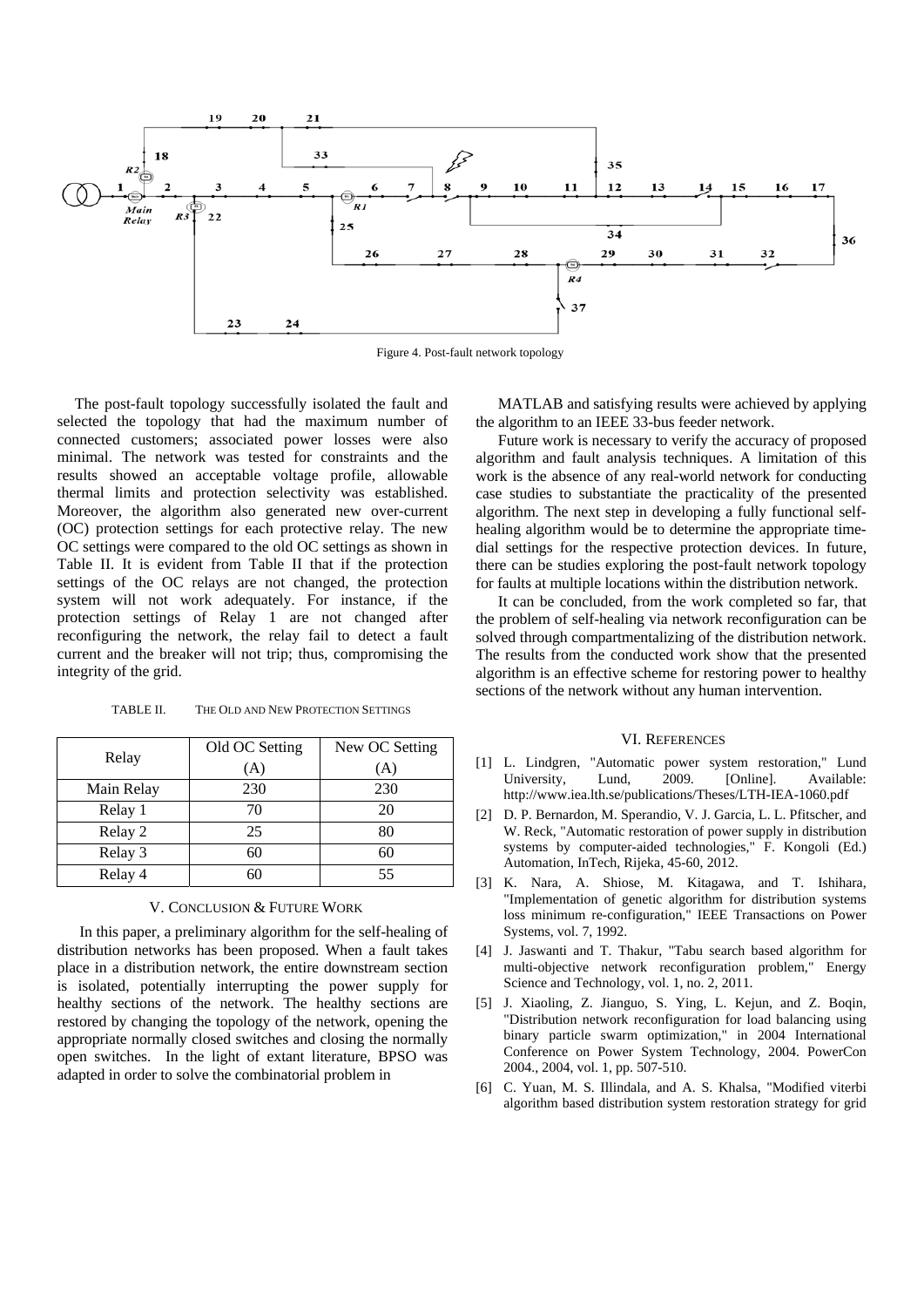19 20 21

18

R2

33

35

1 2 3 4 5 6 7 8 9 10 11 12 13 14 15 16 17

Main Relay

R3 22

R1

25

34

36

26 27 28 29 30 31 32

R4

37

23 24

Figure 4. Post-fault network topology

The post-fault topology successfully isolated the fault and selected the topology that had the maximum number of connected customers; associated power losses were also minimal. The network was tested for constraints and the results showed an acceptable voltage profile, allowable thermal limits and protection selectivity was established. Moreover, the algorithm also generated new over-current (OC) protection settings for each protective relay. The new OC settings were compared to the old OC settings as shown in Table II. It is evident from Table II that if the protection settings of the OC relays are not changed, the protection system will not work adequately. For instance, if the protection settings of Relay 1 are not changed after reconfiguring the network, the relay fail to detect a fault current and the breaker will not trip; thus, compromising the integrity of the grid.

TABLE II. THE OLD AND NEW PROTECTION SETTINGS

| Relay | Old OC Setting (A) | New OC Setting (A) |
|---|---|---|
| Main Relay | 230 | 230 |
| Relay 1 | 70 | 20 |
| Relay 2 | 25 | 80 |
| Relay 3 | 60 | 60 |
| Relay 4 | 60 | 55 |

## V. CONCLUSION & FUTURE WORK

In this paper, a preliminary algorithm for the self-healing of distribution networks has been proposed. When a fault takes place in a distribution network, the entire downstream section is isolated, potentially interrupting the power supply for healthy sections of the network. The healthy sections are restored by changing the topology of the network, opening the appropriate normally closed switches and closing the normally open switches. In the light of extant literature, BPSO was adapted in order to solve the combinatorial problem in MATLAB and satisfying results were achieved by applying the algorithm to an IEEE 33-bus feeder network.

Future work is necessary to verify the accuracy of proposed algorithm and fault analysis techniques. A limitation of this work is the absence of any real-world network for conducting case studies to substantiate the practicality of the presented algorithm. The next step in developing a fully functional self-healing algorithm would be to determine the appropriate time-dial settings for the respective protection devices. In future, there can be studies exploring the post-fault network topology for faults at multiple locations within the distribution network.

It can be concluded, from the work completed so far, that the problem of self-healing via network reconfiguration can be solved through compartmentalizing of the distribution network. The results from the conducted work show that the presented algorithm is an effective scheme for restoring power to healthy sections of the network without any human intervention.

## VI. REFERENCES

[1] L. Lindgren, "Automatic power system restoration," Lund University, Lund, 2009. [Online]. Available: http://www.iea.lth.se/publications/Theses/LTH-IEA-1060.pdf

[2] D. P. Bernardon, M. Sperandio, V. J. Garcia, L. L. Pfitscher, and W. Reck, "Automatic restoration of power supply in distribution systems by computer-aided technologies," F. Kongoli (Ed.) Automation, InTech, Rijeka, 45-60, 2012.

[3] K. Nara, A. Shiose, M. Kitagawa, and T. Ishihara, "Implementation of genetic algorithm for distribution systems loss minimum re-configuration," IEEE Transactions on Power Systems, vol. 7, 1992.

[4] J. Jaswanti and T. Thakur, "Tabu search based algorithm for multi-objective network reconfiguration problem," Energy Science and Technology, vol. 1, no. 2, 2011.

[5] J. Xiaoling, Z. Jianguo, S. Ying, L. Kejun, and Z. Boqin, "Distribution network reconfiguration for load balancing using binary particle swarm optimization," in 2004 International Conference on Power System Technology, 2004. PowerCon 2004., 2004, vol. 1, pp. 507-510.

[6] C. Yuan, M. S. Illindala, and A. S. Khalsa, "Modified viterbi algorithm based distribution system restoration strategy for grid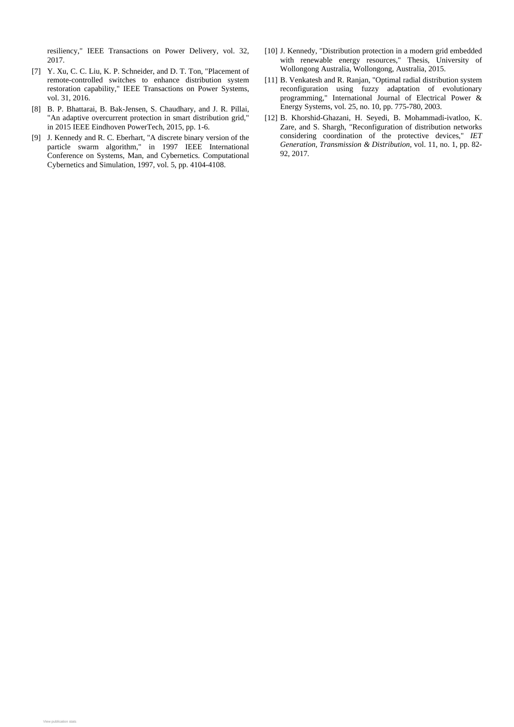resiliency," IEEE Transactions on Power Delivery, vol. 32, 2017.

[7] Y. Xu, C. C. Liu, K. P. Schneider, and D. T. Ton, "Placement of remote-controlled switches to enhance distribution system restoration capability," IEEE Transactions on Power Systems, vol. 31, 2016.

[8] B. P. Bhattarai, B. Bak-Jensen, S. Chaudhary, and J. R. Pillai, "An adaptive overcurrent protection in smart distribution grid," in 2015 IEEE Eindhoven PowerTech, 2015, pp. 1-6.

[9] J. Kennedy and R. C. Eberhart, "A discrete binary version of the particle swarm algorithm," in 1997 IEEE International Conference on Systems, Man, and Cybernetics. Computational Cybernetics and Simulation, 1997, vol. 5, pp. 4104-4108.

[10] J. Kennedy, "Distribution protection in a modern grid embedded with renewable energy resources," Thesis, University of Wollongong Australia, Wollongong, Australia, 2015.

[11] B. Venkatesh and R. Ranjan, "Optimal radial distribution system reconfiguration using fuzzy adaptation of evolutionary programming," International Journal of Electrical Power & Energy Systems, vol. 25, no. 10, pp. 775-780, 2003.

[12] B. Khorshid-Ghazani, H. Seyedi, B. Mohammadi-ivatloo, K. Zare, and S. Shargh, "Reconfiguration of distribution networks considering coordination of the protective devices," *IET Generation, Transmission & Distribution*, vol. 11, no. 1, pp. 82-92, 2017.